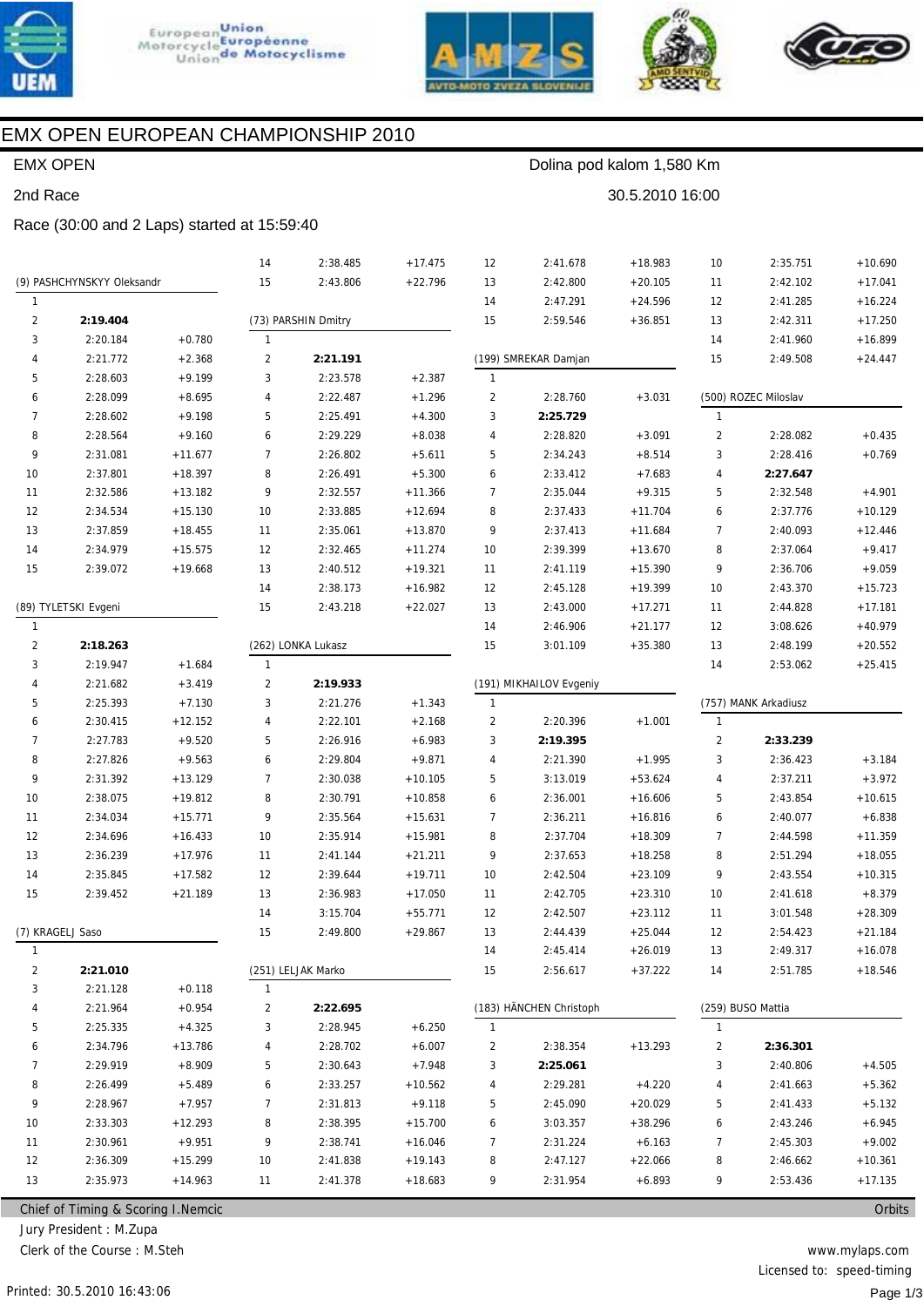# EMX OPEN EUROPEAN CHAMPIONSHIP 2010

EMX OPEN — Dolina pod kalom 1,580 Km

2nd Race — 30.5.2010 16:00

Race (30:00 and 2 Laps) started at 15:59:40

### (9) PASHCHYNSKYY Oleksandr

| Lap | Time | Diff |
|---|---|---|
| 1 | | |
| 2 | **2:19.404** | |
| 3 | 2:20.184 | +0.780 |
| 4 | 2:21.772 | +2.368 |
| 5 | 2:28.603 | +9.199 |
| 6 | 2:28.099 | +8.695 |
| 7 | 2:28.602 | +9.198 |
| 8 | 2:28.564 | +9.160 |
| 9 | 2:31.081 | +11.677 |
| 10 | 2:37.801 | +18.397 |
| 11 | 2:32.586 | +13.182 |
| 12 | 2:34.534 | +15.130 |
| 13 | 2:37.859 | +18.455 |
| 14 | 2:34.979 | +15.575 |
| 15 | 2:39.072 | +19.668 |

### (89) TYLETSKI Evgeni

| Lap | Time | Diff |
|---|---|---|
| 1 | | |
| 2 | **2:18.263** | |
| 3 | 2:19.947 | +1.684 |
| 4 | 2:21.682 | +3.419 |
| 5 | 2:25.393 | +7.130 |
| 6 | 2:30.415 | +12.152 |
| 7 | 2:27.783 | +9.520 |
| 8 | 2:27.826 | +9.563 |
| 9 | 2:31.392 | +13.129 |
| 10 | 2:38.075 | +19.812 |
| 11 | 2:34.034 | +15.771 |
| 12 | 2:34.696 | +16.433 |
| 13 | 2:36.239 | +17.976 |
| 14 | 2:35.845 | +17.582 |
| 15 | 2:39.452 | +21.189 |

### (7) KRAGELJ Saso

| Lap | Time | Diff |
|---|---|---|
| 1 | | |
| 2 | **2:21.010** | |
| 3 | 2:21.128 | +0.118 |
| 4 | 2:21.964 | +0.954 |
| 5 | 2:25.335 | +4.325 |
| 6 | 2:34.796 | +13.786 |
| 7 | 2:29.919 | +8.909 |
| 8 | 2:26.499 | +5.489 |
| 9 | 2:28.967 | +7.957 |
| 10 | 2:33.303 | +12.293 |
| 11 | 2:30.961 | +9.951 |
| 12 | 2:36.309 | +15.299 |
| 13 | 2:35.973 | +14.963 |
| 14 | 2:38.485 | +17.475 |
| 15 | 2:43.806 | +22.796 |

### (73) PARSHIN Dmitry

| Lap | Time | Diff |
|---|---|---|
| 1 | | |
| 2 | **2:21.191** | |
| 3 | 2:23.578 | +2.387 |
| 4 | 2:22.487 | +1.296 |
| 5 | 2:25.491 | +4.300 |
| 6 | 2:29.229 | +8.038 |
| 7 | 2:26.802 | +5.611 |
| 8 | 2:26.491 | +5.300 |
| 9 | 2:32.557 | +11.366 |
| 10 | 2:33.885 | +12.694 |
| 11 | 2:35.061 | +13.870 |
| 12 | 2:32.465 | +11.274 |
| 13 | 2:40.512 | +19.321 |
| 14 | 2:38.173 | +16.982 |
| 15 | 2:43.218 | +22.027 |

### (262) LONKA Lukasz

| Lap | Time | Diff |
|---|---|---|
| 1 | | |
| 2 | **2:19.933** | |
| 3 | 2:21.276 | +1.343 |
| 4 | 2:22.101 | +2.168 |
| 5 | 2:26.916 | +6.983 |
| 6 | 2:29.804 | +9.871 |
| 7 | 2:30.038 | +10.105 |
| 8 | 2:30.791 | +10.858 |
| 9 | 2:35.564 | +15.631 |
| 10 | 2:35.914 | +15.981 |
| 11 | 2:41.144 | +21.211 |
| 12 | 2:39.644 | +19.711 |
| 13 | 2:36.983 | +17.050 |
| 14 | 3:15.704 | +55.771 |
| 15 | 2:49.800 | +29.867 |

### (251) LELJAK Marko

| Lap | Time | Diff |
|---|---|---|
| 1 | | |
| 2 | **2:22.695** | |
| 3 | 2:28.945 | +6.250 |
| 4 | 2:28.702 | +6.007 |
| 5 | 2:30.643 | +7.948 |
| 6 | 2:33.257 | +10.562 |
| 7 | 2:31.813 | +9.118 |
| 8 | 2:38.395 | +15.700 |
| 9 | 2:38.741 | +16.046 |
| 10 | 2:41.838 | +19.143 |
| 11 | 2:41.378 | +18.683 |
| 12 | 2:41.678 | +18.983 |
| 13 | 2:42.800 | +20.105 |
| 14 | 2:47.291 | +24.596 |
| 15 | 2:59.546 | +36.851 |

### (199) SMREKAR Damjan

| Lap | Time | Diff |
|---|---|---|
| 1 | | |
| 2 | 2:28.760 | +3.031 |
| 3 | **2:25.729** | |
| 4 | 2:28.820 | +3.091 |
| 5 | 2:34.243 | +8.514 |
| 6 | 2:33.412 | +7.683 |
| 7 | 2:35.044 | +9.315 |
| 8 | 2:37.433 | +11.704 |
| 9 | 2:37.413 | +11.684 |
| 10 | 2:39.399 | +13.670 |
| 11 | 2:41.119 | +15.390 |
| 12 | 2:45.128 | +19.399 |
| 13 | 2:43.000 | +17.271 |
| 14 | 2:46.906 | +21.177 |
| 15 | 3:01.109 | +35.380 |

### (191) MIKHAILOV Evgeniy

| Lap | Time | Diff |
|---|---|---|
| 1 | | |
| 2 | 2:20.396 | +1.001 |
| 3 | **2:19.395** | |
| 4 | 2:21.390 | +1.995 |
| 5 | 3:13.019 | +53.624 |
| 6 | 2:36.001 | +16.606 |
| 7 | 2:36.211 | +16.816 |
| 8 | 2:37.704 | +18.309 |
| 9 | 2:37.653 | +18.258 |
| 10 | 2:42.504 | +23.109 |
| 11 | 2:42.705 | +23.310 |
| 12 | 2:42.507 | +23.112 |
| 13 | 2:44.439 | +25.044 |
| 14 | 2:45.414 | +26.019 |
| 15 | 2:56.617 | +37.222 |

### (183) HÄNCHEN Christoph

| Lap | Time | Diff |
|---|---|---|
| 1 | | |
| 2 | 2:38.354 | +13.293 |
| 3 | **2:25.061** | |
| 4 | 2:29.281 | +4.220 |
| 5 | 2:45.090 | +20.029 |
| 6 | 3:03.357 | +38.296 |
| 7 | 2:31.224 | +6.163 |
| 8 | 2:47.127 | +22.066 |
| 9 | 2:31.954 | +6.893 |
| 10 | 2:35.751 | +10.690 |
| 11 | 2:42.102 | +17.041 |
| 12 | 2:41.285 | +16.224 |
| 13 | 2:42.311 | +17.250 |
| 14 | 2:41.960 | +16.899 |
| 15 | 2:49.508 | +24.447 |

### (500) ROZEC Miloslav

| Lap | Time | Diff |
|---|---|---|
| 1 | | |
| 2 | 2:28.082 | +0.435 |
| 3 | 2:28.416 | +0.769 |
| 4 | **2:27.647** | |
| 5 | 2:32.548 | +4.901 |
| 6 | 2:37.776 | +10.129 |
| 7 | 2:40.093 | +12.446 |
| 8 | 2:37.064 | +9.417 |
| 9 | 2:36.706 | +9.059 |
| 10 | 2:43.370 | +15.723 |
| 11 | 2:44.828 | +17.181 |
| 12 | 3:08.626 | +40.979 |
| 13 | 2:48.199 | +20.552 |
| 14 | 2:53.062 | +25.415 |

### (757) MANK Arkadiusz

| Lap | Time | Diff |
|---|---|---|
| 1 | | |
| 2 | **2:33.239** | |
| 3 | 2:36.423 | +3.184 |
| 4 | 2:37.211 | +3.972 |
| 5 | 2:43.854 | +10.615 |
| 6 | 2:40.077 | +6.838 |
| 7 | 2:44.598 | +11.359 |
| 8 | 2:51.294 | +18.055 |
| 9 | 2:43.554 | +10.315 |
| 10 | 2:41.618 | +8.379 |
| 11 | 3:01.548 | +28.309 |
| 12 | 2:54.423 | +21.184 |
| 13 | 2:49.317 | +16.078 |
| 14 | 2:51.785 | +18.546 |

### (259) BUSO Mattia

| Lap | Time | Diff |
|---|---|---|
| 1 | | |
| 2 | **2:36.301** | |
| 3 | 2:40.806 | +4.505 |
| 4 | 2:41.663 | +5.362 |
| 5 | 2:41.433 | +5.132 |
| 6 | 2:43.246 | +6.945 |
| 7 | 2:45.303 | +9.002 |
| 8 | 2:46.662 | +10.361 |
| 9 | 2:53.436 | +17.135 |

Chief of Timing & Scoring I.Nemcic — Orbits

Jury President : M.Zupa

Clerk of the Course : M.Steh

www.mylaps.com

Licensed to: speed-timing

Printed: 30.5.2010 16:43:06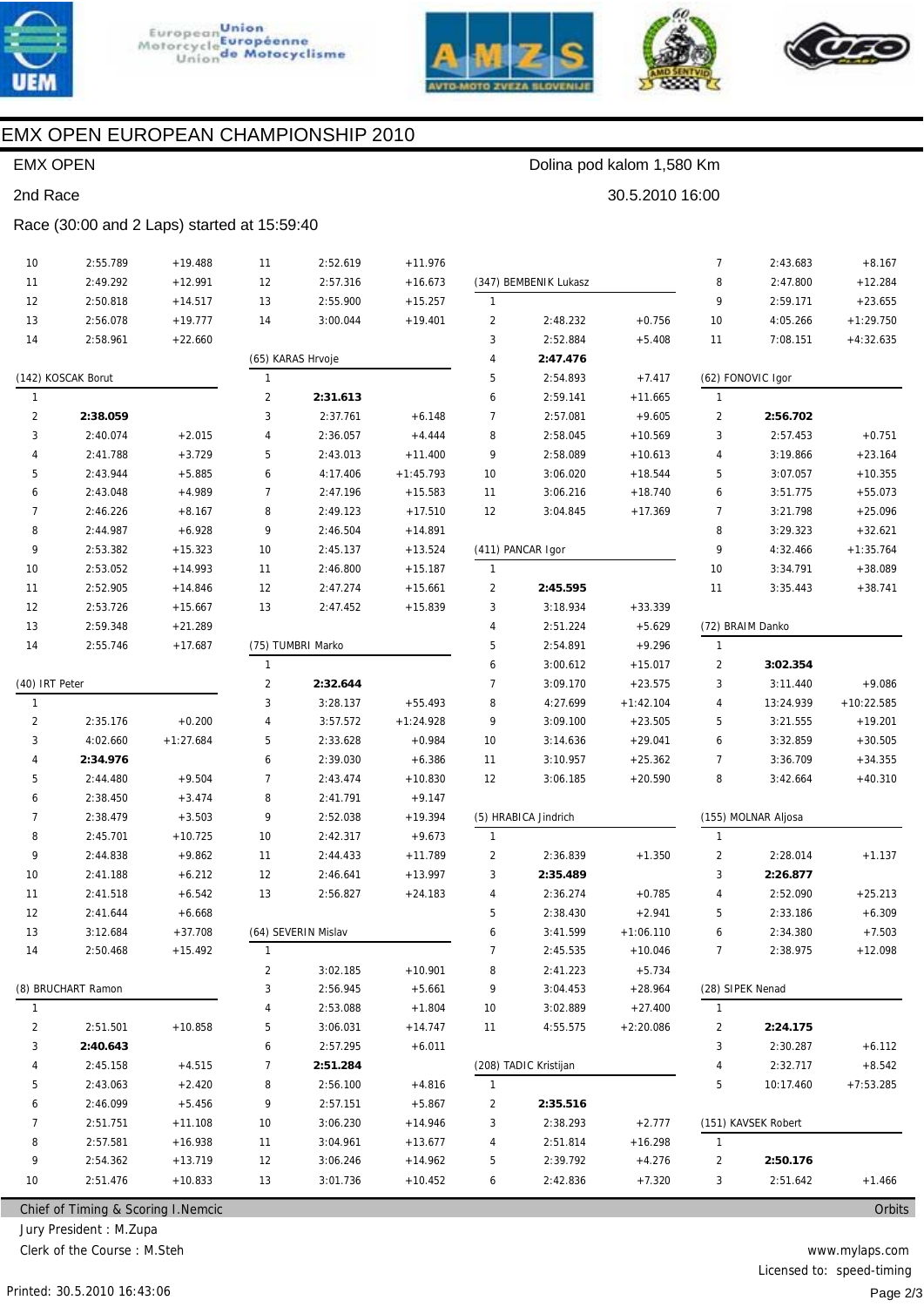# EMX OPEN EUROPEAN CHAMPIONSHIP 2010

EMX OPEN — Dolina pod kalom 1,580 Km

2nd Race — 30.5.2010 16:00

Race (30:00 and 2 Laps) started at 15:59:40

| Lap | Time | Diff |
|---|---|---|
| 10 | 2:55.789 | +19.488 |
| 11 | 2:49.292 | +12.991 |
| 12 | 2:50.818 | +14.517 |
| 13 | 2:56.078 | +19.777 |
| 14 | 2:58.961 | +22.660 |

(142) KOSCAK Borut

| Lap | Time | Diff |
|---|---|---|
| 1 | | |
| 2 | **2:38.059** | |
| 3 | 2:40.074 | +2.015 |
| 4 | 2:41.788 | +3.729 |
| 5 | 2:43.944 | +5.885 |
| 6 | 2:43.048 | +4.989 |
| 7 | 2:46.226 | +8.167 |
| 8 | 2:44.987 | +6.928 |
| 9 | 2:53.382 | +15.323 |
| 10 | 2:53.052 | +14.993 |
| 11 | 2:52.905 | +14.846 |
| 12 | 2:53.726 | +15.667 |
| 13 | 2:59.348 | +21.289 |
| 14 | 2:55.746 | +17.687 |

(40) IRT Peter

| Lap | Time | Diff |
|---|---|---|
| 1 | | |
| 2 | 2:35.176 | +0.200 |
| 3 | 4:02.660 | +1:27.684 |
| 4 | **2:34.976** | |
| 5 | 2:44.480 | +9.504 |
| 6 | 2:38.450 | +3.474 |
| 7 | 2:38.479 | +3.503 |
| 8 | 2:45.701 | +10.725 |
| 9 | 2:44.838 | +9.862 |
| 10 | 2:41.188 | +6.212 |
| 11 | 2:41.518 | +6.542 |
| 12 | 2:41.644 | +6.668 |
| 13 | 3:12.684 | +37.708 |
| 14 | 2:50.468 | +15.492 |

(8) BRUCHART Ramon

| Lap | Time | Diff |
|---|---|---|
| 1 | | |
| 2 | 2:51.501 | +10.858 |
| 3 | **2:40.643** | |
| 4 | 2:45.158 | +4.515 |
| 5 | 2:43.063 | +2.420 |
| 6 | 2:46.099 | +5.456 |
| 7 | 2:51.751 | +11.108 |
| 8 | 2:57.581 | +16.938 |
| 9 | 2:54.362 | +13.719 |
| 10 | 2:51.476 | +10.833 |

| Lap | Time | Diff |
|---|---|---|
| 11 | 2:52.619 | +11.976 |
| 12 | 2:57.316 | +16.673 |
| 13 | 2:55.900 | +15.257 |
| 14 | 3:00.044 | +19.401 |

(65) KARAS Hrvoje

| Lap | Time | Diff |
|---|---|---|
| 1 | | |
| 2 | **2:31.613** | |
| 3 | 2:37.761 | +6.148 |
| 4 | 2:36.057 | +4.444 |
| 5 | 2:43.013 | +11.400 |
| 6 | 4:17.406 | +1:45.793 |
| 7 | 2:47.196 | +15.583 |
| 8 | 2:49.123 | +17.510 |
| 9 | 2:46.504 | +14.891 |
| 10 | 2:45.137 | +13.524 |
| 11 | 2:46.800 | +15.187 |
| 12 | 2:47.274 | +15.661 |
| 13 | 2:47.452 | +15.839 |

(75) TUMBRI Marko

| Lap | Time | Diff |
|---|---|---|
| 1 | | |
| 2 | **2:32.644** | |
| 3 | 3:28.137 | +55.493 |
| 4 | 3:57.572 | +1:24.928 |
| 5 | 2:33.628 | +0.984 |
| 6 | 2:39.030 | +6.386 |
| 7 | 2:43.474 | +10.830 |
| 8 | 2:41.791 | +9.147 |
| 9 | 2:52.038 | +19.394 |
| 10 | 2:42.317 | +9.673 |
| 11 | 2:44.433 | +11.789 |
| 12 | 2:46.641 | +13.997 |
| 13 | 2:56.827 | +24.183 |

(64) SEVERIN Mislav

| Lap | Time | Diff |
|---|---|---|
| 1 | | |
| 2 | 3:02.185 | +10.901 |
| 3 | 2:56.945 | +5.661 |
| 4 | 2:53.088 | +1.804 |
| 5 | 3:06.031 | +14.747 |
| 6 | 2:57.295 | +6.011 |
| 7 | **2:51.284** | |
| 8 | 2:56.100 | +4.816 |
| 9 | 2:57.151 | +5.867 |
| 10 | 3:06.230 | +14.946 |
| 11 | 3:04.961 | +13.677 |
| 12 | 3:06.246 | +14.962 |
| 13 | 3:01.736 | +10.452 |

(347) BEMBENIK Lukasz

| Lap | Time | Diff |
|---|---|---|
| 1 | | |
| 2 | 2:48.232 | +0.756 |
| 3 | 2:52.884 | +5.408 |
| 4 | **2:47.476** | |
| 5 | 2:54.893 | +7.417 |
| 6 | 2:59.141 | +11.665 |
| 7 | 2:57.081 | +9.605 |
| 8 | 2:58.045 | +10.569 |
| 9 | 2:58.089 | +10.613 |
| 10 | 3:06.020 | +18.544 |
| 11 | 3:06.216 | +18.740 |
| 12 | 3:04.845 | +17.369 |

(411) PANCAR Igor

| Lap | Time | Diff |
|---|---|---|
| 1 | | |
| 2 | **2:45.595** | |
| 3 | 3:18.934 | +33.339 |
| 4 | 2:51.224 | +5.629 |
| 5 | 2:54.891 | +9.296 |
| 6 | 3:00.612 | +15.017 |
| 7 | 3:09.170 | +23.575 |
| 8 | 4:27.699 | +1:42.104 |
| 9 | 3:09.100 | +23.505 |
| 10 | 3:14.636 | +29.041 |
| 11 | 3:10.957 | +25.362 |
| 12 | 3:06.185 | +20.590 |

(5) HRABICA Jindrich

| Lap | Time | Diff |
|---|---|---|
| 1 | | |
| 2 | 2:36.839 | +1.350 |
| 3 | **2:35.489** | |
| 4 | 2:36.274 | +0.785 |
| 5 | 2:38.430 | +2.941 |
| 6 | 3:41.599 | +1:06.110 |
| 7 | 2:45.535 | +10.046 |
| 8 | 2:41.223 | +5.734 |
| 9 | 3:04.453 | +28.964 |
| 10 | 3:02.889 | +27.400 |
| 11 | 4:55.575 | +2:20.086 |

(208) TADIC Kristijan

| Lap | Time | Diff |
|---|---|---|
| 1 | | |
| 2 | **2:35.516** | |
| 3 | 2:38.293 | +2.777 |
| 4 | 2:51.814 | +16.298 |
| 5 | 2:39.792 | +4.276 |
| 6 | 2:42.836 | +7.320 |

| Lap | Time | Diff |
|---|---|---|
| 7 | 2:43.683 | +8.167 |
| 8 | 2:47.800 | +12.284 |
| 9 | 2:59.171 | +23.655 |
| 10 | 4:05.266 | +1:29.750 |
| 11 | 7:08.151 | +4:32.635 |

(62) FONOVIC Igor

| Lap | Time | Diff |
|---|---|---|
| 1 | | |
| 2 | **2:56.702** | |
| 3 | 2:57.453 | +0.751 |
| 4 | 3:19.866 | +23.164 |
| 5 | 3:07.057 | +10.355 |
| 6 | 3:51.775 | +55.073 |
| 7 | 3:21.798 | +25.096 |
| 8 | 3:29.323 | +32.621 |
| 9 | 4:32.466 | +1:35.764 |
| 10 | 3:34.791 | +38.089 |
| 11 | 3:35.443 | +38.741 |

(72) BRAIM Danko

| Lap | Time | Diff |
|---|---|---|
| 1 | | |
| 2 | **3:02.354** | |
| 3 | 3:11.440 | +9.086 |
| 4 | 13:24.939 | +10:22.585 |
| 5 | 3:21.555 | +19.201 |
| 6 | 3:32.859 | +30.505 |
| 7 | 3:36.709 | +34.355 |
| 8 | 3:42.664 | +40.310 |

(155) MOLNAR Aljosa

| Lap | Time | Diff |
|---|---|---|
| 1 | | |
| 2 | 2:28.014 | +1.137 |
| 3 | **2:26.877** | |
| 4 | 2:52.090 | +25.213 |
| 5 | 2:33.186 | +6.309 |
| 6 | 2:34.380 | +7.503 |
| 7 | 2:38.975 | +12.098 |

(28) SIPEK Nenad

| Lap | Time | Diff |
|---|---|---|
| 1 | | |
| 2 | **2:24.175** | |
| 3 | 2:30.287 | +6.112 |
| 4 | 2:32.717 | +8.542 |
| 5 | 10:17.460 | +7:53.285 |

(151) KAVSEK Robert

| Lap | Time | Diff |
|---|---|---|
| 1 | | |
| 2 | **2:50.176** | |
| 3 | 2:51.642 | +1.466 |

Chief of Timing & Scoring I.Nemcic — Orbits

Jury President : M.Zupa

Clerk of the Course : M.Steh

www.mylaps.com

Licensed to: speed-timing

Printed: 30.5.2010 16:43:06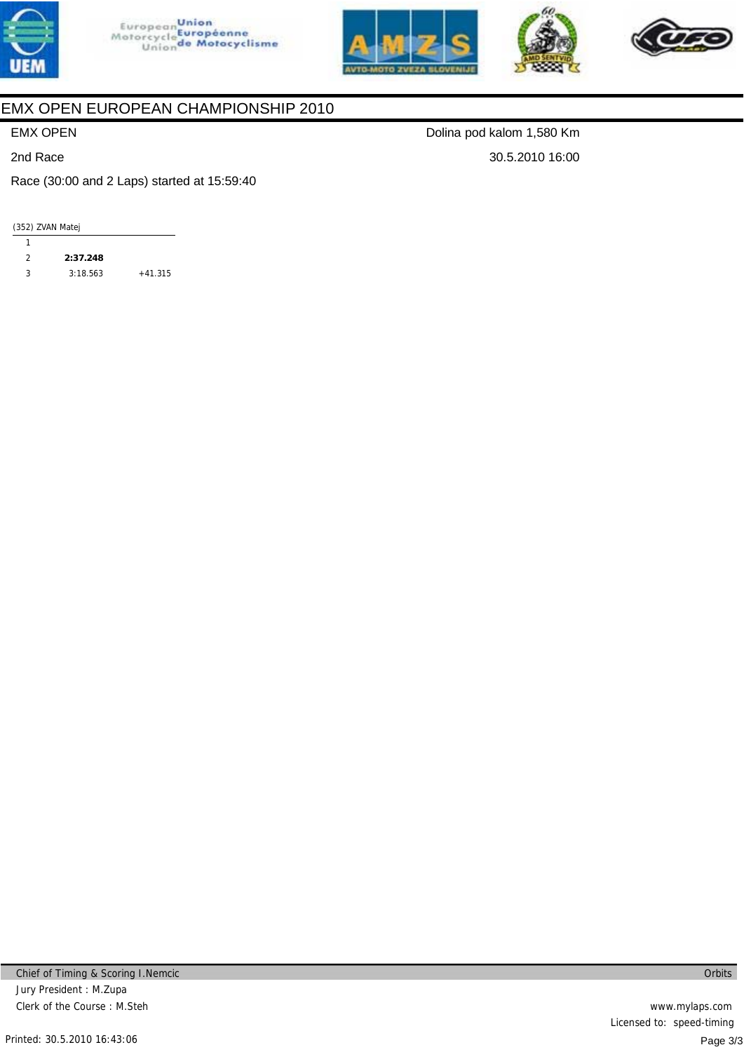EMX OPEN EUROPEAN CHAMPIONSHIP 2010

EMX OPEN — Dolina pod kalom 1,580 Km

2nd Race — 30.5.2010 16:00

Race (30:00 and 2 Laps) started at 15:59:40

(352) ZVAN Matej

| | | |
|---|---|---|
| 1 | | |
| 2 | **2:37.248** | |
| 3 | 3:18.563 | +41.315 |

Chief of Timing & Scoring I.Nemcic — Orbits

Jury President : M.Zupa

Clerk of the Course : M.Steh

www.mylaps.com

Licensed to: speed-timing

Printed: 30.5.2010 16:43:06